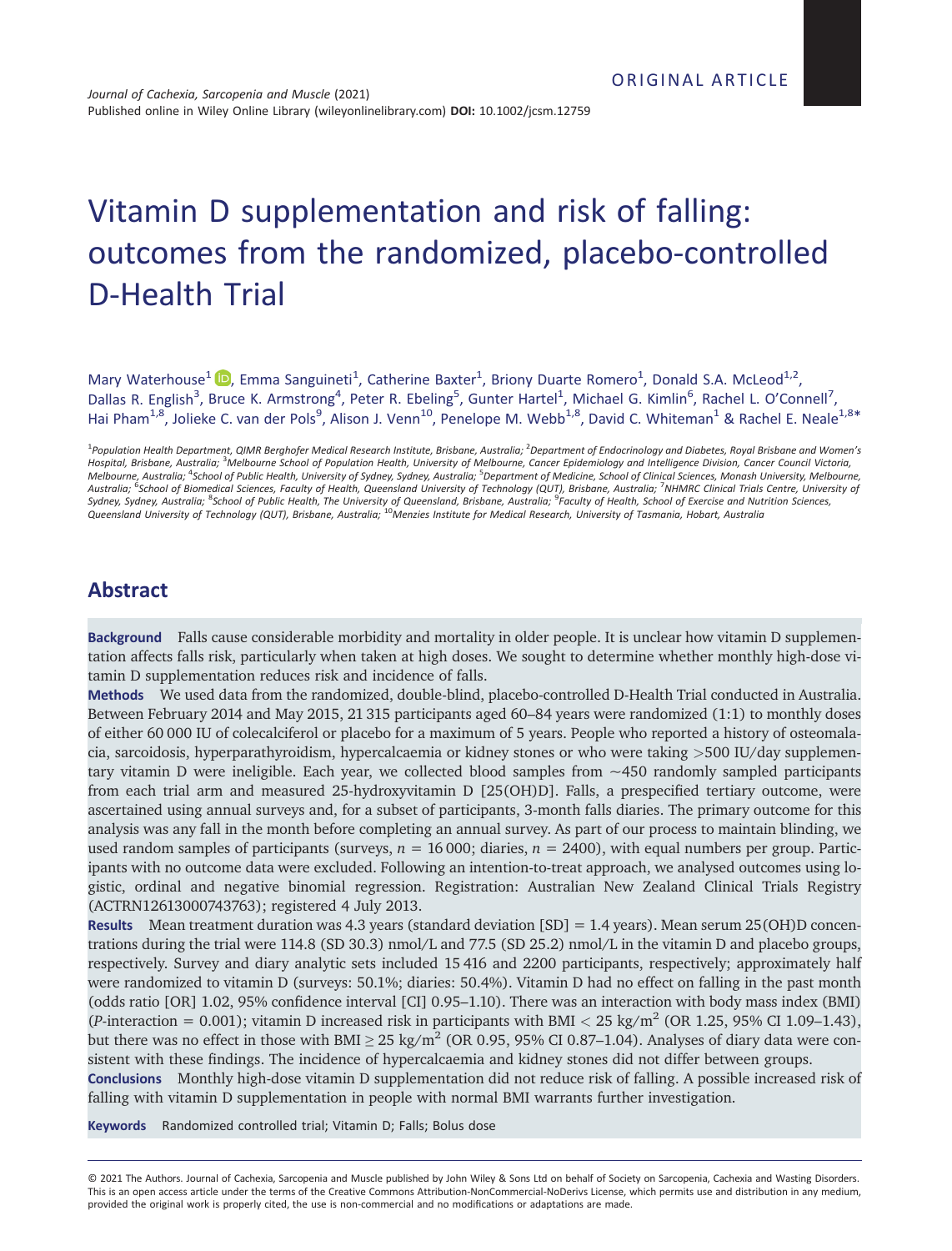ORIGINAL ARTICLE

# Vitamin D supplementation and risk of falling: outcomes from the randomized, placebo-controlled D-Health Trial

Mary Waterhouse[1], Emma Sanguineti[1], Catherine Baxter[1], Briony Duarte Romero[1], Donald S.A. McLeod[1,2], Dallas R. English[3], Bruce K. Armstrong[4], Peter R. Ebeling[5], Gunter Hartel[1], Michael G. Kimlin[6], Rachel L. O'Connell[7], Hai Pham[1,8], Jolieke C. van der Pols[9], Alison J. Venn[10], Penelope M. Webb[1,8], David C. Whiteman[1] & Rachel E. Neale[1,8]*

[1]*Population Health Department, QIMR Berghofer Medical Research Institute, Brisbane, Australia;* [2]*Department of Endocrinology and Diabetes, Royal Brisbane and Women's Hospital, Brisbane, Australia;* [3]*Melbourne School of Population Health, University of Melbourne, Cancer Epidemiology and Intelligence Division, Cancer Council Victoria, Melbourne, Australia;* [4]*School of Public Health, University of Sydney, Sydney, Australia;* [5]*Department of Medicine, School of Clinical Sciences, Monash University, Melbourne, Australia;* [6]*School of Biomedical Sciences, Faculty of Health, Queensland University of Technology (QUT), Brisbane, Australia;* [7]*NHMRC Clinical Trials Centre, University of Sydney, Sydney, Australia;* [8]*School of Public Health, The University of Queensland, Brisbane, Australia;* [9]*Faculty of Health, School of Exercise and Nutrition Sciences, Queensland University of Technology (QUT), Brisbane, Australia;* [10]*Menzies Institute for Medical Research, University of Tasmania, Hobart, Australia*

## Abstract

**Background** Falls cause considerable morbidity and mortality in older people. It is unclear how vitamin D supplementation affects falls risk, particularly when taken at high doses. We sought to determine whether monthly high-dose vitamin D supplementation reduces risk and incidence of falls.

**Methods** We used data from the randomized, double-blind, placebo-controlled D-Health Trial conducted in Australia. Between February 2014 and May 2015, 21 315 participants aged 60–84 years were randomized (1:1) to monthly doses of either 60 000 IU of colecalciferol or placebo for a maximum of 5 years. People who reported a history of osteomalacia, sarcoidosis, hyperparathyroidism, hypercalcaemia or kidney stones or who were taking >500 IU/day supplementary vitamin D were ineligible. Each year, we collected blood samples from ~450 randomly sampled participants from each trial arm and measured 25-hydroxyvitamin D [25(OH)D]. Falls, a prespecified tertiary outcome, were ascertained using annual surveys and, for a subset of participants, 3-month falls diaries. The primary outcome for this analysis was any fall in the month before completing an annual survey. As part of our process to maintain blinding, we used random samples of participants (surveys, $n$ = 16 000; diaries, $n$ = 2400), with equal numbers per group. Participants with no outcome data were excluded. Following an intention-to-treat approach, we analysed outcomes using logistic, ordinal and negative binomial regression. Registration: Australian New Zealand Clinical Trials Registry (ACTRN12613000743763); registered 4 July 2013.

**Results** Mean treatment duration was 4.3 years (standard deviation [SD] = 1.4 years). Mean serum 25(OH)D concentrations during the trial were 114.8 (SD 30.3) nmol/L and 77.5 (SD 25.2) nmol/L in the vitamin D and placebo groups, respectively. Survey and diary analytic sets included 15 416 and 2200 participants, respectively; approximately half were randomized to vitamin D (surveys: 50.1%; diaries: 50.4%). Vitamin D had no effect on falling in the past month (odds ratio [OR] 1.02, 95% confidence interval [CI] 0.95–1.10). There was an interaction with body mass index (BMI) ($P$-interaction = 0.001); vitamin D increased risk in participants with BMI < 25 kg/m$^2$ (OR 1.25, 95% CI 1.09–1.43), but there was no effect in those with BMI ≥ 25 kg/m$^2$ (OR 0.95, 95% CI 0.87–1.04). Analyses of diary data were consistent with these findings. The incidence of hypercalcaemia and kidney stones did not differ between groups.

**Conclusions** Monthly high-dose vitamin D supplementation did not reduce risk of falling. A possible increased risk of falling with vitamin D supplementation in people with normal BMI warrants further investigation.

**Keywords** Randomized controlled trial; Vitamin D; Falls; Bolus dose

© 2021 The Authors. Journal of Cachexia, Sarcopenia and Muscle published by John Wiley & Sons Ltd on behalf of Society on Sarcopenia, Cachexia and Wasting Disorders. This is an open access article under the terms of the Creative Commons Attribution-NonCommercial-NoDerivs License, which permits use and distribution in any medium, provided the original work is properly cited, the use is non-commercial and no modifications or adaptations are made.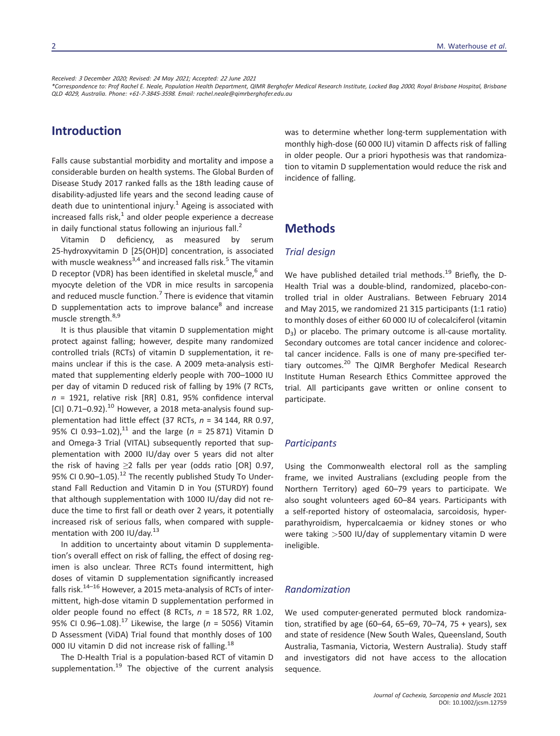*Received: 3 December 2020; Revised: 24 May 2021; Accepted: 22 June 2021*

*\*Correspondence to: Prof Rachel E. Neale, Population Health Department, QIMR Berghofer Medical Research Institute, Locked Bag 2000, Royal Brisbane Hospital, Brisbane QLD 4029, Australia. Phone: +61-7-3845-3598. Email: rachel.neale@qimrberghofer.edu.au*

## Introduction

Falls cause substantial morbidity and mortality and impose a considerable burden on health systems. The Global Burden of Disease Study 2017 ranked falls as the 18th leading cause of disability-adjusted life years and the second leading cause of death due to unintentional injury.[1] Ageing is associated with increased falls risk,[1] and older people experience a decrease in daily functional status following an injurious fall.[2]

Vitamin D deficiency, as measured by serum 25-hydroxyvitamin D [25(OH)D] concentration, is associated with muscle weakness[3,4] and increased falls risk.[5] The vitamin D receptor (VDR) has been identified in skeletal muscle,[6] and myocyte deletion of the VDR in mice results in sarcopenia and reduced muscle function.[7] There is evidence that vitamin D supplementation acts to improve balance[8] and increase muscle strength.[8,9]

It is thus plausible that vitamin D supplementation might protect against falling; however, despite many randomized controlled trials (RCTs) of vitamin D supplementation, it remains unclear if this is the case. A 2009 meta-analysis estimated that supplementing elderly people with 700–1000 IU per day of vitamin D reduced risk of falling by 19% (7 RCTs, $n$ = 1921, relative risk [RR] 0.81, 95% confidence interval [CI] 0.71–0.92).[10] However, a 2018 meta-analysis found supplementation had little effect (37 RCTs, $n$ = 34 144, RR 0.97, 95% CI 0.93–1.02),[11] and the large ($n$ = 25 871) Vitamin D and Omega-3 Trial (VITAL) subsequently reported that supplementation with 2000 IU/day over 5 years did not alter the risk of having ≥2 falls per year (odds ratio [OR] 0.97, 95% CI 0.90–1.05).[12] The recently published Study To Understand Fall Reduction and Vitamin D in You (STURDY) found that although supplementation with 1000 IU/day did not reduce the time to first fall or death over 2 years, it potentially increased risk of serious falls, when compared with supplementation with 200 IU/day.[13]

In addition to uncertainty about vitamin D supplementation's overall effect on risk of falling, the effect of dosing regimen is also unclear. Three RCTs found intermittent, high doses of vitamin D supplementation significantly increased falls risk.[14–16] However, a 2015 meta-analysis of RCTs of intermittent, high-dose vitamin D supplementation performed in older people found no effect (8 RCTs, $n$ = 18 572, RR 1.02, 95% CI 0.96–1.08).[17] Likewise, the large ($n$ = 5056) Vitamin D Assessment (ViDA) Trial found that monthly doses of 100 000 IU vitamin D did not increase risk of falling.[18]

The D-Health Trial is a population-based RCT of vitamin D supplementation.[19] The objective of the current analysis was to determine whether long-term supplementation with monthly high-dose (60 000 IU) vitamin D affects risk of falling in older people. Our a priori hypothesis was that randomization to vitamin D supplementation would reduce the risk and incidence of falling.

## Methods

### Trial design

We have published detailed trial methods.[19] Briefly, the D-Health Trial was a double-blind, randomized, placebo-controlled trial in older Australians. Between February 2014 and May 2015, we randomized 21 315 participants (1:1 ratio) to monthly doses of either 60 000 IU of colecalciferol (vitamin $D_3$) or placebo. The primary outcome is all-cause mortality. Secondary outcomes are total cancer incidence and colorectal cancer incidence. Falls is one of many pre-specified tertiary outcomes.[20] The QIMR Berghofer Medical Research Institute Human Research Ethics Committee approved the trial. All participants gave written or online consent to participate.

### Participants

Using the Commonwealth electoral roll as the sampling frame, we invited Australians (excluding people from the Northern Territory) aged 60–79 years to participate. We also sought volunteers aged 60–84 years. Participants with a self-reported history of osteomalacia, sarcoidosis, hyperparathyroidism, hypercalcaemia or kidney stones or who were taking >500 IU/day of supplementary vitamin D were ineligible.

### Randomization

We used computer-generated permuted block randomization, stratified by age (60–64, 65–69, 70–74, 75 + years), sex and state of residence (New South Wales, Queensland, South Australia, Tasmania, Victoria, Western Australia). Study staff and investigators did not have access to the allocation sequence.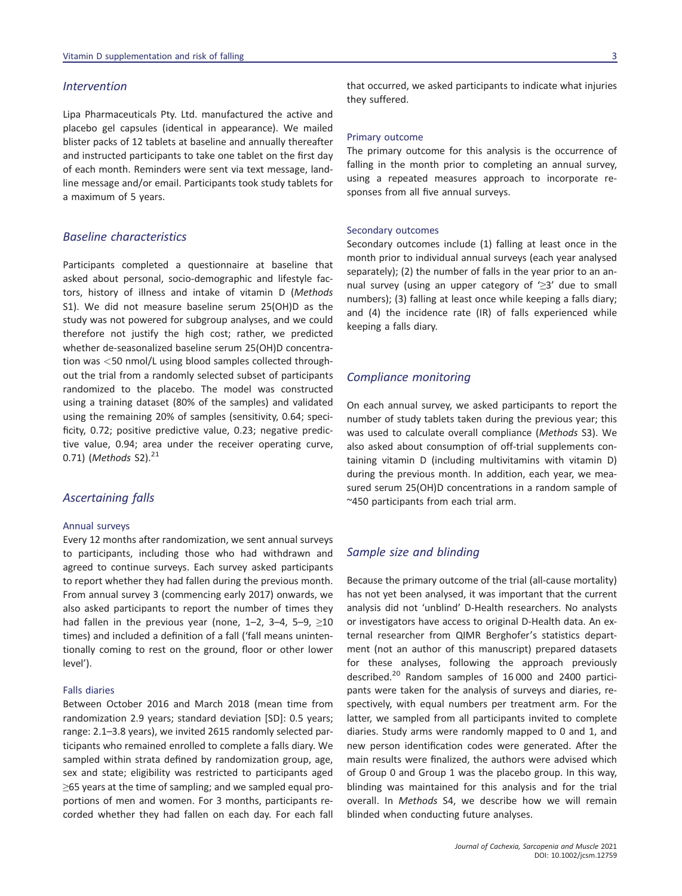## Intervention

Lipa Pharmaceuticals Pty. Ltd. manufactured the active and placebo gel capsules (identical in appearance). We mailed blister packs of 12 tablets at baseline and annually thereafter and instructed participants to take one tablet on the first day of each month. Reminders were sent via text message, landline message and/or email. Participants took study tablets for a maximum of 5 years.

## Baseline characteristics

Participants completed a questionnaire at baseline that asked about personal, socio-demographic and lifestyle factors, history of illness and intake of vitamin D (*Methods* S1). We did not measure baseline serum 25(OH)D as the study was not powered for subgroup analyses, and we could therefore not justify the high cost; rather, we predicted whether de-seasonalized baseline serum 25(OH)D concentration was <50 nmol/L using blood samples collected throughout the trial from a randomly selected subset of participants randomized to the placebo. The model was constructed using a training dataset (80% of the samples) and validated using the remaining 20% of samples (sensitivity, 0.64; specificity, 0.72; positive predictive value, 0.23; negative predictive value, 0.94; area under the receiver operating curve, 0.71) (*Methods* S2).[21]

## Ascertaining falls

### Annual surveys

Every 12 months after randomization, we sent annual surveys to participants, including those who had withdrawn and agreed to continue surveys. Each survey asked participants to report whether they had fallen during the previous month. From annual survey 3 (commencing early 2017) onwards, we also asked participants to report the number of times they had fallen in the previous year (none, 1–2, 3–4, 5–9, ≥10 times) and included a definition of a fall ('fall means unintentionally coming to rest on the ground, floor or other lower level').

### Falls diaries

Between October 2016 and March 2018 (mean time from randomization 2.9 years; standard deviation [SD]: 0.5 years; range: 2.1–3.8 years), we invited 2615 randomly selected participants who remained enrolled to complete a falls diary. We sampled within strata defined by randomization group, age, sex and state; eligibility was restricted to participants aged ≥65 years at the time of sampling; and we sampled equal proportions of men and women. For 3 months, participants recorded whether they had fallen on each day. For each fall that occurred, we asked participants to indicate what injuries they suffered.

### Primary outcome

The primary outcome for this analysis is the occurrence of falling in the month prior to completing an annual survey, using a repeated measures approach to incorporate responses from all five annual surveys.

### Secondary outcomes

Secondary outcomes include (1) falling at least once in the month prior to individual annual surveys (each year analysed separately); (2) the number of falls in the year prior to an annual survey (using an upper category of '≥3' due to small numbers); (3) falling at least once while keeping a falls diary; and (4) the incidence rate (IR) of falls experienced while keeping a falls diary.

## Compliance monitoring

On each annual survey, we asked participants to report the number of study tablets taken during the previous year; this was used to calculate overall compliance (*Methods* S3). We also asked about consumption of off-trial supplements containing vitamin D (including multivitamins with vitamin D) during the previous month. In addition, each year, we measured serum 25(OH)D concentrations in a random sample of ~450 participants from each trial arm.

## Sample size and blinding

Because the primary outcome of the trial (all-cause mortality) has not yet been analysed, it was important that the current analysis did not 'unblind' D-Health researchers. No analysts or investigators have access to original D-Health data. An external researcher from QIMR Berghofer's statistics department (not an author of this manuscript) prepared datasets for these analyses, following the approach previously described.[20] Random samples of 16 000 and 2400 participants were taken for the analysis of surveys and diaries, respectively, with equal numbers per treatment arm. For the latter, we sampled from all participants invited to complete diaries. Study arms were randomly mapped to 0 and 1, and new person identification codes were generated. After the main results were finalized, the authors were advised which of Group 0 and Group 1 was the placebo group. In this way, blinding was maintained for this analysis and for the trial overall. In *Methods* S4, we describe how we will remain blinded when conducting future analyses.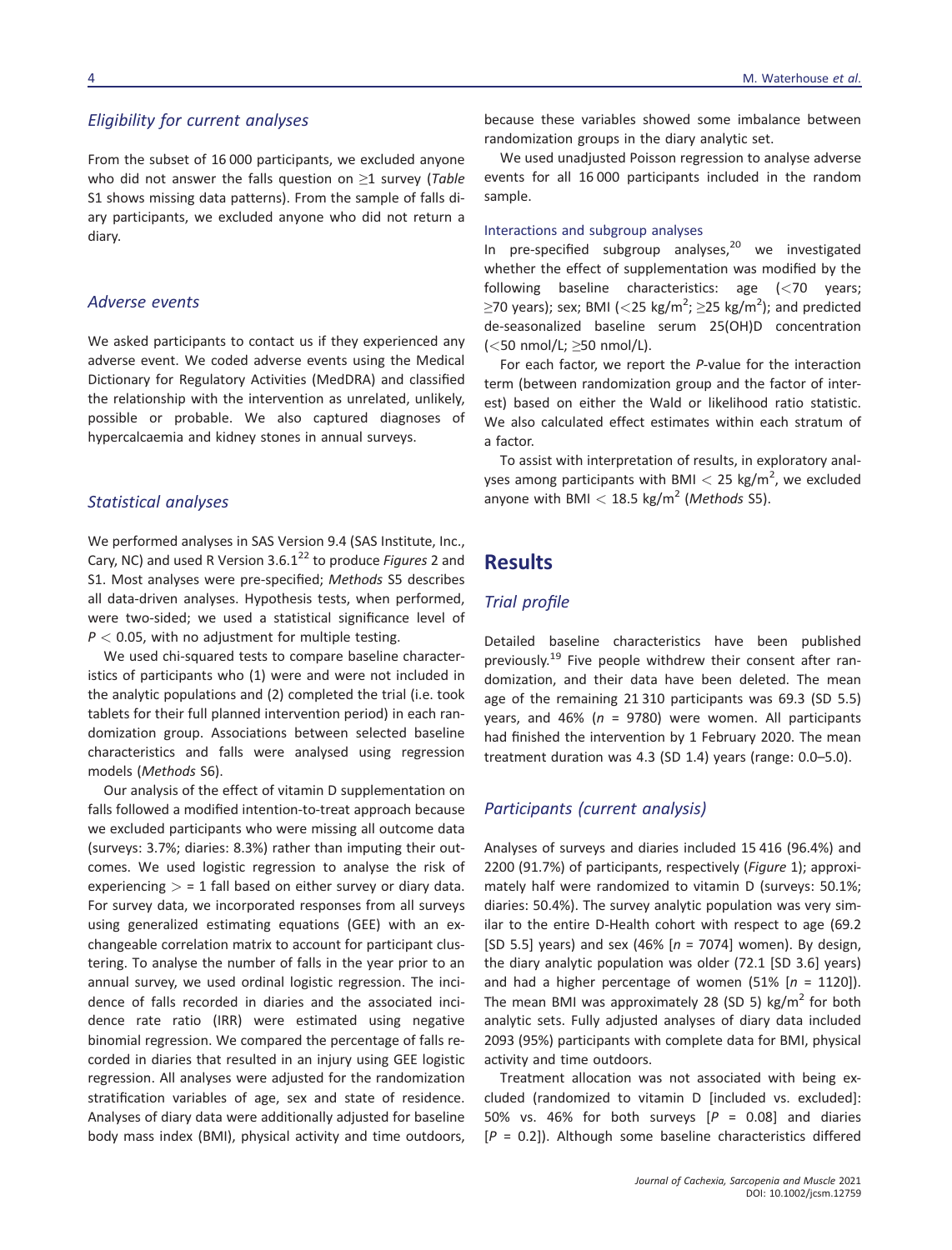### *Eligibility for current analyses*

From the subset of 16 000 participants, we excluded anyone who did not answer the falls question on ≥1 survey (*Table* S1 shows missing data patterns). From the sample of falls diary participants, we excluded anyone who did not return a diary.

### *Adverse events*

We asked participants to contact us if they experienced any adverse event. We coded adverse events using the Medical Dictionary for Regulatory Activities (MedDRA) and classified the relationship with the intervention as unrelated, unlikely, possible or probable. We also captured diagnoses of hypercalcaemia and kidney stones in annual surveys.

### *Statistical analyses*

We performed analyses in SAS Version 9.4 (SAS Institute, Inc., Cary, NC) and used R Version 3.6.1[22] to produce *Figures* 2 and S1. Most analyses were pre-specified; *Methods* S5 describes all data-driven analyses. Hypothesis tests, when performed, were two-sided; we used a statistical significance level of $P < 0.05$, with no adjustment for multiple testing.

We used chi-squared tests to compare baseline characteristics of participants who (1) were and were not included in the analytic populations and (2) completed the trial (i.e. took tablets for their full planned intervention period) in each randomization group. Associations between selected baseline characteristics and falls were analysed using regression models (*Methods* S6).

Our analysis of the effect of vitamin D supplementation on falls followed a modified intention-to-treat approach because we excluded participants who were missing all outcome data (surveys: 3.7%; diaries: 8.3%) rather than imputing their outcomes. We used logistic regression to analyse the risk of experiencing > = 1 fall based on either survey or diary data. For survey data, we incorporated responses from all surveys using generalized estimating equations (GEE) with an exchangeable correlation matrix to account for participant clustering. To analyse the number of falls in the year prior to an annual survey, we used ordinal logistic regression. The incidence of falls recorded in diaries and the associated incidence rate ratio (IRR) were estimated using negative binomial regression. We compared the percentage of falls recorded in diaries that resulted in an injury using GEE logistic regression. All analyses were adjusted for the randomization stratification variables of age, sex and state of residence. Analyses of diary data were additionally adjusted for baseline body mass index (BMI), physical activity and time outdoors, because these variables showed some imbalance between randomization groups in the diary analytic set.

We used unadjusted Poisson regression to analyse adverse events for all 16 000 participants included in the random sample.

#### Interactions and subgroup analyses

In pre-specified subgroup analyses,[20] we investigated whether the effect of supplementation was modified by the following baseline characteristics: age (<70 years; ≥70 years); sex; BMI (<25 kg/m$^2$; ≥25 kg/m$^2$); and predicted de-seasonalized baseline serum 25(OH)D concentration (<50 nmol/L; ≥50 nmol/L).

For each factor, we report the *P*-value for the interaction term (between randomization group and the factor of interest) based on either the Wald or likelihood ratio statistic. We also calculated effect estimates within each stratum of a factor.

To assist with interpretation of results, in exploratory analyses among participants with BMI < 25 kg/m$^2$, we excluded anyone with BMI < 18.5 kg/m$^2$ (*Methods* S5).

## Results

### *Trial profile*

Detailed baseline characteristics have been published previously.[19] Five people withdrew their consent after randomization, and their data have been deleted. The mean age of the remaining 21 310 participants was 69.3 (SD 5.5) years, and 46% ($n$ = 9780) were women. All participants had finished the intervention by 1 February 2020. The mean treatment duration was 4.3 (SD 1.4) years (range: 0.0–5.0).

### *Participants (current analysis)*

Analyses of surveys and diaries included 15 416 (96.4%) and 2200 (91.7%) of participants, respectively (*Figure* 1); approximately half were randomized to vitamin D (surveys: 50.1%; diaries: 50.4%). The survey analytic population was very similar to the entire D-Health cohort with respect to age (69.2 [SD 5.5] years) and sex (46% [$n$ = 7074] women). By design, the diary analytic population was older (72.1 [SD 3.6] years) and had a higher percentage of women (51% [$n$ = 1120]). The mean BMI was approximately 28 (SD 5) kg/m$^2$ for both analytic sets. Fully adjusted analyses of diary data included 2093 (95%) participants with complete data for BMI, physical activity and time outdoors.

Treatment allocation was not associated with being excluded (randomized to vitamin D [included vs. excluded]: 50% vs. 46% for both surveys [$P$ = 0.08] and diaries [$P$ = 0.2]). Although some baseline characteristics differed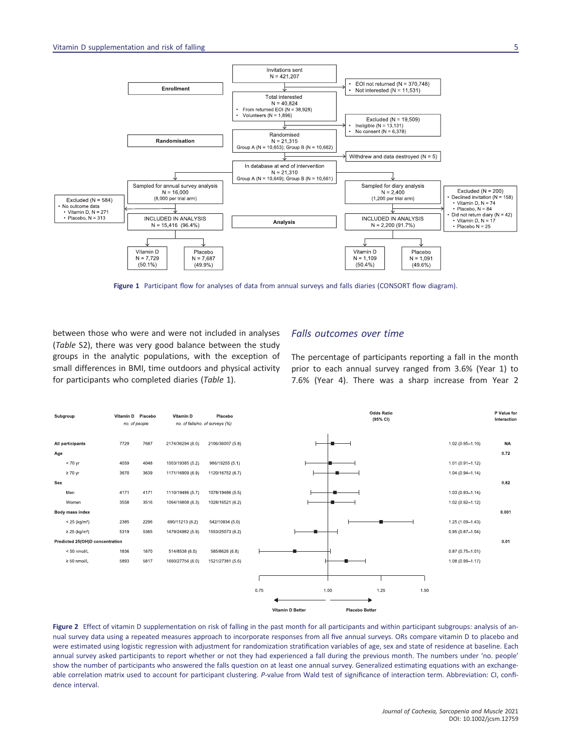**Enrollment**

- Invitations sent N = 421,207
  - EOI not returned (N = 370,748)
  - Not interested (N = 11,531)
- Total interested N = 40,824
  - From returned EOI (N = 38,928)
  - Volunteers (N = 1,896)
  - Excluded (N = 19,509)
    - Ineligible (N = 13,131)
    - No consent (N = 6,378)

**Randomisation**

- Randomised N = 21,315, Group A (N = 10,653); Group B (N = 10,662)
  - Withdrew and data destroyed (N = 5)
- In database at end of intervention N = 21,310, Group A (N = 10,649); Group B (N = 10,661)

**Analysis**

- Sampled for annual survey analysis N = 16,000 (8,000 per trial arm)
  - Excluded (N = 584)
    - No outcome data
      - Vitamin D, N = 271
      - Placebo, N = 313
  - INCLUDED IN ANALYSIS N = 15,416 (96.4%)
    - Vitamin D N = 7,729 (50.1%)
    - Placebo N = 7,687 (49.9%)
- Sampled for diary analysis N = 2,400 (1,200 per trial arm)
  - Excluded (N = 200)
    - Declined invitation (N = 158)
      - Vitamin D, N = 74
      - Placebo, N = 84
    - Did not return diary (N = 42)
      - Vitamin D, N = 17
      - Placebo N = 25
  - INCLUDED IN ANALYSIS N = 2,200 (91.7%)
    - Vitamin D N = 1,109 (50.4%)
    - Placebo N = 1,091 (49.6%)

**Figure 1** Participant flow for analyses of data from annual surveys and falls diaries (CONSORT flow diagram).

between those who were and were not included in analyses (*Table* S2), there was very good balance between the study groups in the analytic populations, with the exception of small differences in BMI, time outdoors and physical activity for participants who completed diaries (*Table* 1).

## *Falls outcomes over time*

The percentage of participants reporting a fall in the month prior to each annual survey ranged from 3.6% (Year 1) to 7.6% (Year 4). There was a sharp increase from Year 2

| Subgroup | Vitamin D (no. of people) | Placebo (no. of people) | Vitamin D (no. of falls/no. of surveys (%)) | Placebo (no. of falls/no. of surveys (%)) | Odds Ratio (95% CI) | P Value for Interaction |
|---|---|---|---|---|---|---|
| All participants | 7729 | 7687 | 2174/36294 (6.0) | 2106/36007 (5.8) | 1.02 (0.95–1.10) | NA |
| **Age** | | | | | | 0.72 |
| < 70 yr | 4059 | 4048 | 1003/19385 (5.2) | 986/19255 (5.1) | 1.01 (0.91–1.12) | |
| ≥ 70 yr | 3670 | 3639 | 1171/16909 (6.9) | 1120/16752 (6.7) | 1.04 (0.94–1.14) | |
| **Sex** | | | | | | 0.82 |
| Men | 4171 | 4171 | 1110/19486 (5.7) | 1078/19486 (5.5) | 1.03 (0.93–1.14) | |
| Women | 3558 | 3516 | 1064/16808 (6.3) | 1028/16521 (6.2) | 1.02 (0.92–1.12) | |
| **Body mass index** | | | | | | 0.001 |
| < 25 (kg/m²) | 2385 | 2296 | 690/11213 (6.2) | 542/10834 (5.0) | 1.25 (1.09–1.43) | |
| ≥ 25 (kg/m²) | 5319 | 5365 | 1479/24982 (5.9) | 1553/25073 (6.2) | 0.95 (0.87–1.04) | |
| **Predicted 25(OH)D concentration** | | | | | | 0.01 |
| < 50 nmol/L | 1836 | 1870 | 514/8538 (6.0) | 585/8626 (6.8) | 0.87 (0.75–1.01) | |
| ≥ 50 nmol/L | 5893 | 5817 | 1660/27756 (6.0) | 1521/27381 (5.6) | 1.08 (0.99–1.17) | |

**Figure 2** Effect of vitamin D supplementation on risk of falling in the past month for all participants and within participant subgroups: analysis of annual survey data using a repeated measures approach to incorporate responses from all five annual surveys. ORs compare vitamin D to placebo and were estimated using logistic regression with adjustment for randomization stratification variables of age, sex and state of residence at baseline. Each annual survey asked participants to report whether or not they had experienced a fall during the previous month. The numbers under 'no. people' show the number of participants who answered the falls question on at least one annual survey. Generalized estimating equations with an exchangeable correlation matrix used to account for participant clustering. *P*-value from Wald test of significance of interaction term. Abbreviation: CI, confidence interval.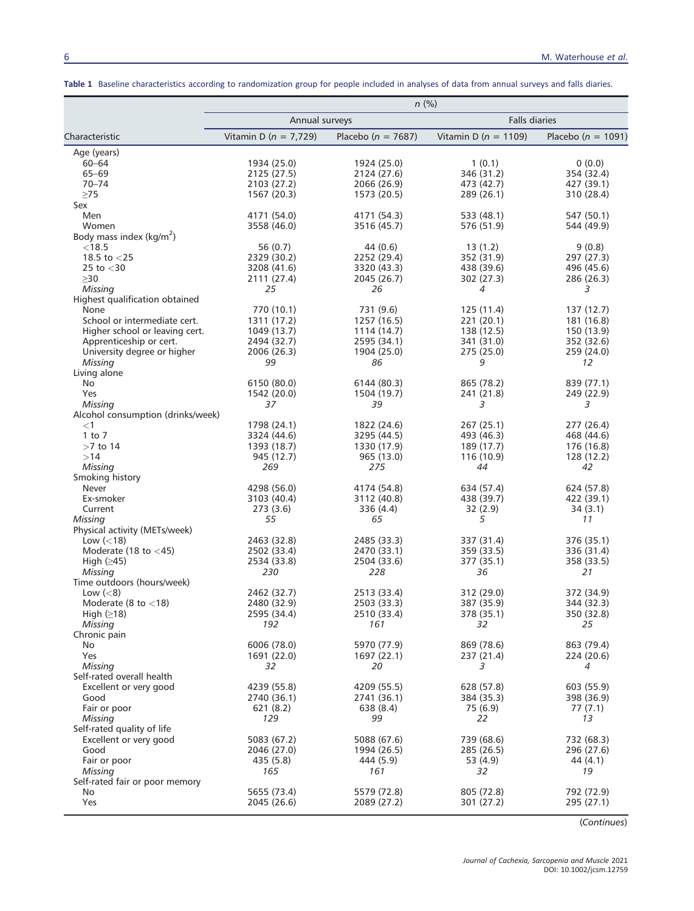**Table 1** Baseline characteristics according to randomization group for people included in analyses of data from annual surveys and falls diaries.

| Characteristic | n (%) | | | |
|---|---|---|---|---|
| | Annual surveys | | Falls diaries | |
| | Vitamin D ($n$ = 7,729) | Placebo ($n$ = 7687) | Vitamin D ($n$ = 1109) | Placebo ($n$ = 1091) |
| Age (years) | | | | |
| 60–64 | 1934 (25.0) | 1924 (25.0) | 1 (0.1) | 0 (0.0) |
| 65–69 | 2125 (27.5) | 2124 (27.6) | 346 (31.2) | 354 (32.4) |
| 70–74 | 2103 (27.2) | 2066 (26.9) | 473 (42.7) | 427 (39.1) |
| ≥75 | 1567 (20.3) | 1573 (20.5) | 289 (26.1) | 310 (28.4) |
| Sex | | | | |
| Men | 4171 (54.0) | 4171 (54.3) | 533 (48.1) | 547 (50.1) |
| Women | 3558 (46.0) | 3516 (45.7) | 576 (51.9) | 544 (49.9) |
| Body mass index (kg/m$^2$) | | | | |
| <18.5 | 56 (0.7) | 44 (0.6) | 13 (1.2) | 9 (0.8) |
| 18.5 to <25 | 2329 (30.2) | 2252 (29.4) | 352 (31.9) | 297 (27.3) |
| 25 to <30 | 3208 (41.6) | 3320 (43.3) | 438 (39.6) | 496 (45.6) |
| ≥30 | 2111 (27.4) | 2045 (26.7) | 302 (27.3) | 286 (26.3) |
| *Missing* | *25* | *26* | *4* | *3* |
| Highest qualification obtained | | | | |
| None | 770 (10.1) | 731 (9.6) | 125 (11.4) | 137 (12.7) |
| School or intermediate cert. | 1311 (17.2) | 1257 (16.5) | 221 (20.1) | 181 (16.8) |
| Higher school or leaving cert. | 1049 (13.7) | 1114 (14.7) | 138 (12.5) | 150 (13.9) |
| Apprenticeship or cert. | 2494 (32.7) | 2595 (34.1) | 341 (31.0) | 352 (32.6) |
| University degree or higher | 2006 (26.3) | 1904 (25.0) | 275 (25.0) | 259 (24.0) |
| *Missing* | *99* | *86* | *9* | *12* |
| Living alone | | | | |
| No | 6150 (80.0) | 6144 (80.3) | 865 (78.2) | 839 (77.1) |
| Yes | 1542 (20.0) | 1504 (19.7) | 241 (21.8) | 249 (22.9) |
| *Missing* | *37* | *39* | *3* | *3* |
| Alcohol consumption (drinks/week) | | | | |
| <1 | 1798 (24.1) | 1822 (24.6) | 267 (25.1) | 277 (26.4) |
| 1 to 7 | 3324 (44.6) | 3295 (44.5) | 493 (46.3) | 468 (44.6) |
| >7 to 14 | 1393 (18.7) | 1330 (17.9) | 189 (17.7) | 176 (16.8) |
| >14 | 945 (12.7) | 965 (13.0) | 116 (10.9) | 128 (12.2) |
| *Missing* | *269* | *275* | *44* | *42* |
| Smoking history | | | | |
| Never | 4298 (56.0) | 4174 (54.8) | 634 (57.4) | 624 (57.8) |
| Ex-smoker | 3103 (40.4) | 3112 (40.8) | 438 (39.7) | 422 (39.1) |
| Current | 273 (3.6) | 336 (4.4) | 32 (2.9) | 34 (3.1) |
| *Missing* | *55* | *65* | *5* | *11* |
| Physical activity (METs/week) | | | | |
| Low (<18) | 2463 (32.8) | 2485 (33.3) | 337 (31.4) | 376 (35.1) |
| Moderate (18 to <45) | 2502 (33.4) | 2470 (33.1) | 359 (33.5) | 336 (31.4) |
| High (≥45) | 2534 (33.8) | 2504 (33.6) | 377 (35.1) | 358 (33.5) |
| *Missing* | *230* | *228* | *36* | *21* |
| Time outdoors (hours/week) | | | | |
| Low (<8) | 2462 (32.7) | 2513 (33.4) | 312 (29.0) | 372 (34.9) |
| Moderate (8 to <18) | 2480 (32.9) | 2503 (33.3) | 387 (35.9) | 344 (32.3) |
| High (≥18) | 2595 (34.4) | 2510 (33.4) | 378 (35.1) | 350 (32.8) |
| *Missing* | *192* | *161* | *32* | *25* |
| Chronic pain | | | | |
| No | 6006 (78.0) | 5970 (77.9) | 869 (78.6) | 863 (79.4) |
| Yes | 1691 (22.0) | 1697 (22.1) | 237 (21.4) | 224 (20.6) |
| *Missing* | *32* | *20* | *3* | *4* |
| Self-rated overall health | | | | |
| Excellent or very good | 4239 (55.8) | 4209 (55.5) | 628 (57.8) | 603 (55.9) |
| Good | 2740 (36.1) | 2741 (36.1) | 384 (35.3) | 398 (36.9) |
| Fair or poor | 621 (8.2) | 638 (8.4) | 75 (6.9) | 77 (7.1) |
| *Missing* | *129* | *99* | *22* | *13* |
| Self-rated quality of life | | | | |
| Excellent or very good | 5083 (67.2) | 5088 (67.6) | 739 (68.6) | 732 (68.3) |
| Good | 2046 (27.0) | 1994 (26.5) | 285 (26.5) | 296 (27.6) |
| Fair or poor | 435 (5.8) | 444 (5.9) | 53 (4.9) | 44 (4.1) |
| *Missing* | *165* | *161* | *32* | *19* |
| Self-rated fair or poor memory | | | | |
| No | 5655 (73.4) | 5579 (72.8) | 805 (72.8) | 792 (72.9) |
| Yes | 2045 (26.6) | 2089 (27.2) | 301 (27.2) | 295 (27.1) |

(*Continues*)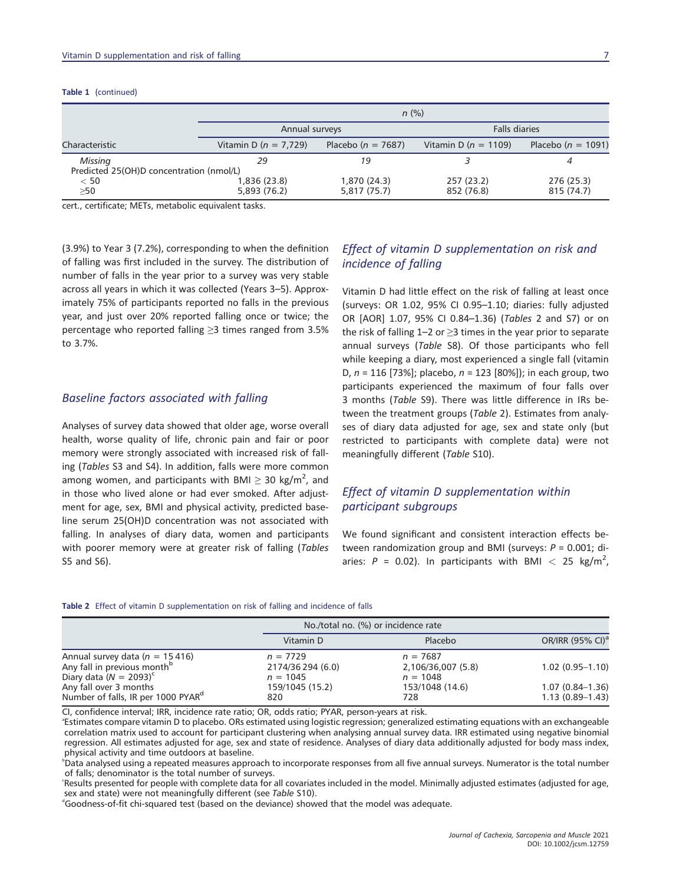**Table 1** (continued)

| Characteristic | n (%) | | | |
|---|---|---|---|---|
| | Annual surveys | | Falls diaries | |
| | Vitamin D ($n$ = 7,729) | Placebo ($n$ = 7687) | Vitamin D ($n$ = 1109) | Placebo ($n$ = 1091) |
| *Missing* | *29* | *19* | *3* | *4* |
| Predicted 25(OH)D concentration (nmol/L) | | | | |
| < 50 | 1,836 (23.8) | 1,870 (24.3) | 257 (23.2) | 276 (25.3) |
| ≥50 | 5,893 (76.2) | 5,817 (75.7) | 852 (76.8) | 815 (74.7) |

cert., certificate; METs, metabolic equivalent tasks.

(3.9%) to Year 3 (7.2%), corresponding to when the definition of falling was first included in the survey. The distribution of number of falls in the year prior to a survey was very stable across all years in which it was collected (Years 3–5). Approximately 75% of participants reported no falls in the previous year, and just over 20% reported falling once or twice; the percentage who reported falling ≥3 times ranged from 3.5% to 3.7%.

## Baseline factors associated with falling

Analyses of survey data showed that older age, worse overall health, worse quality of life, chronic pain and fair or poor memory were strongly associated with increased risk of falling (*Tables* S3 and S4). In addition, falls were more common among women, and participants with BMI ≥ 30 kg/m$^2$, and in those who lived alone or had ever smoked. After adjustment for age, sex, BMI and physical activity, predicted baseline serum 25(OH)D concentration was not associated with falling. In analyses of diary data, women and participants with poorer memory were at greater risk of falling (*Tables* S5 and S6).

## Effect of vitamin D supplementation on risk and incidence of falling

Vitamin D had little effect on the risk of falling at least once (surveys: OR 1.02, 95% CI 0.95–1.10; diaries: fully adjusted OR [AOR] 1.07, 95% CI 0.84–1.36) (*Tables* 2 and S7) or on the risk of falling 1–2 or ≥3 times in the year prior to separate annual surveys (*Table* S8). Of those participants who fell while keeping a diary, most experienced a single fall (vitamin D, $n$ = 116 [73%]; placebo, $n$ = 123 [80%]); in each group, two participants experienced the maximum of four falls over 3 months (*Table* S9). There was little difference in IRs between the treatment groups (*Table* 2). Estimates from analyses of diary data adjusted for age, sex and state only (but restricted to participants with complete data) were not meaningfully different (*Table* S10).

## Effect of vitamin D supplementation within participant subgroups

We found significant and consistent interaction effects between randomization group and BMI (surveys: $P$ = 0.001; diaries: $P$ = 0.02). In participants with BMI < 25 kg/m$^2$,

**Table 2** Effect of vitamin D supplementation on risk of falling and incidence of falls

| | No./total no. (%) or incidence rate | | |
|---|---|---|---|
| | Vitamin D | Placebo | OR/IRR (95% CI)[a] |
| Annual survey data ($n$ = 15 416) | $n$ = 7729 | $n$ = 7687 | |
| Any fall in previous month[b] | 2174/36 294 (6.0) | 2,106/36,007 (5.8) | 1.02 (0.95–1.10) |
| Diary data ($N$ = 2093)[c] | $n$ = 1045 | $n$ = 1048 | |
| Any fall over 3 months | 159/1045 (15.2) | 153/1048 (14.6) | 1.07 (0.84–1.36) |
| Number of falls, IR per 1000 PYAR[d] | 820 | 728 | 1.13 (0.89–1.43) |

CI, confidence interval; IRR, incidence rate ratio; OR, odds ratio; PYAR, person-years at risk.
[a]Estimates compare vitamin D to placebo. ORs estimated using logistic regression; generalized estimating equations with an exchangeable correlation matrix used to account for participant clustering when analysing annual survey data. IRR estimated using negative binomial regression. All estimates adjusted for age, sex and state of residence. Analyses of diary data additionally adjusted for body mass index, physical activity and time outdoors at baseline.
[b]Data analysed using a repeated measures approach to incorporate responses from all five annual surveys. Numerator is the total number of falls; denominator is the total number of surveys.
[c]Results presented for people with complete data for all covariates included in the model. Minimally adjusted estimates (adjusted for age, sex and state) were not meaningfully different (see *Table* S10).
[d]Goodness-of-fit chi-squared test (based on the deviance) showed that the model was adequate.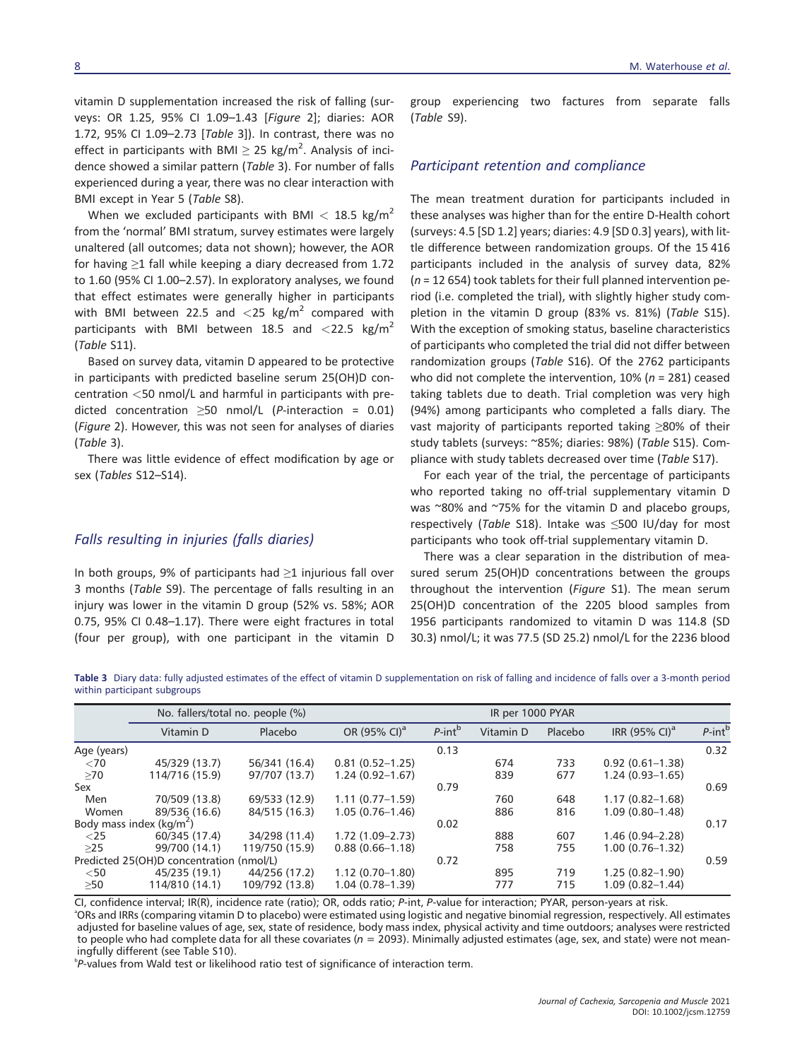vitamin D supplementation increased the risk of falling (surveys: OR 1.25, 95% CI 1.09–1.43 [*Figure* 2]; diaries: AOR 1.72, 95% CI 1.09–2.73 [*Table* 3]). In contrast, there was no effect in participants with BMI ≥ 25 kg/m$^2$. Analysis of incidence showed a similar pattern (*Table* 3). For number of falls experienced during a year, there was no clear interaction with BMI except in Year 5 (*Table* S8).

When we excluded participants with BMI < 18.5 kg/m$^2$ from the 'normal' BMI stratum, survey estimates were largely unaltered (all outcomes; data not shown); however, the AOR for having ≥1 fall while keeping a diary decreased from 1.72 to 1.60 (95% CI 1.00–2.57). In exploratory analyses, we found that effect estimates were generally higher in participants with BMI between 22.5 and <25 kg/m$^2$ compared with participants with BMI between 18.5 and <22.5 kg/m$^2$ (*Table* S11).

Based on survey data, vitamin D appeared to be protective in participants with predicted baseline serum 25(OH)D concentration <50 nmol/L and harmful in participants with predicted concentration ≥50 nmol/L (*P*-interaction = 0.01) (*Figure* 2). However, this was not seen for analyses of diaries (*Table* 3).

There was little evidence of effect modification by age or sex (*Tables* S12–S14).

## *Falls resulting in injuries (falls diaries)*

In both groups, 9% of participants had ≥1 injurious fall over 3 months (*Table* S9). The percentage of falls resulting in an injury was lower in the vitamin D group (52% vs. 58%; AOR 0.75, 95% CI 0.48–1.17). There were eight fractures in total (four per group), with one participant in the vitamin D group experiencing two factures from separate falls (*Table* S9).

## *Participant retention and compliance*

The mean treatment duration for participants included in these analyses was higher than for the entire D-Health cohort (surveys: 4.5 [SD 1.2] years; diaries: 4.9 [SD 0.3] years), with little difference between randomization groups. Of the 15 416 participants included in the analysis of survey data, 82% (*n* = 12 654) took tablets for their full planned intervention period (i.e. completed the trial), with slightly higher study completion in the vitamin D group (83% vs. 81%) (*Table* S15). With the exception of smoking status, baseline characteristics of participants who completed the trial did not differ between randomization groups (*Table* S16). Of the 2762 participants who did not complete the intervention, 10% (*n* = 281) ceased taking tablets due to death. Trial completion was very high (94%) among participants who completed a falls diary. The vast majority of participants reported taking ≥80% of their study tablets (surveys: ~85%; diaries: 98%) (*Table* S15). Compliance with study tablets decreased over time (*Table* S17).

For each year of the trial, the percentage of participants who reported taking no off-trial supplementary vitamin D was ~80% and ~75% for the vitamin D and placebo groups, respectively (*Table* S18). Intake was ≤500 IU/day for most participants who took off-trial supplementary vitamin D.

There was a clear separation in the distribution of measured serum 25(OH)D concentrations between the groups throughout the intervention (*Figure* S1). The mean serum 25(OH)D concentration of the 2205 blood samples from 1956 participants randomized to vitamin D was 114.8 (SD 30.3) nmol/L; it was 77.5 (SD 25.2) nmol/L for the 2236 blood

**Table 3** Diary data: fully adjusted estimates of the effect of vitamin D supplementation on risk of falling and incidence of falls over a 3-month period within participant subgroups

| | No. fallers/total no. people (%) | | | | IR per 1000 PYAR | | | |
|---|---|---|---|---|---|---|---|---|
| | Vitamin D | Placebo | OR (95% CI)[a] | *P*-int[b] | Vitamin D | Placebo | IRR (95% CI)[a] | *P*-int[b] |
| Age (years) | | | | 0.13 | | | | 0.32 |
| <70 | 45/329 (13.7) | 56/341 (16.4) | 0.81 (0.52–1.25) | | 674 | 733 | 0.92 (0.61–1.38) | |
| ≥70 | 114/716 (15.9) | 97/707 (13.7) | 1.24 (0.92–1.67) | | 839 | 677 | 1.24 (0.93–1.65) | |
| Sex | | | | 0.79 | | | | 0.69 |
| Men | 70/509 (13.8) | 69/533 (12.9) | 1.11 (0.77–1.59) | | 760 | 648 | 1.17 (0.82–1.68) | |
| Women | 89/536 (16.6) | 84/515 (16.3) | 1.05 (0.76–1.46) | | 886 | 816 | 1.09 (0.80–1.48) | |
| Body mass index (kg/m$^2$) | | | | 0.02 | | | | 0.17 |
| <25 | 60/345 (17.4) | 34/298 (11.4) | 1.72 (1.09–2.73) | | 888 | 607 | 1.46 (0.94–2.28) | |
| ≥25 | 99/700 (14.1) | 119/750 (15.9) | 0.88 (0.66–1.18) | | 758 | 755 | 1.00 (0.76–1.32) | |
| Predicted 25(OH)D concentration (nmol/L) | | | | 0.72 | | | | 0.59 |
| <50 | 45/235 (19.1) | 44/256 (17.2) | 1.12 (0.70–1.80) | | 895 | 719 | 1.25 (0.82–1.90) | |
| ≥50 | 114/810 (14.1) | 109/792 (13.8) | 1.04 (0.78–1.39) | | 777 | 715 | 1.09 (0.82–1.44) | |

CI, confidence interval; IR(R), incidence rate (ratio); OR, odds ratio; *P*-int, *P*-value for interaction; PYAR, person-years at risk.

[a]ORs and IRRs (comparing vitamin D to placebo) were estimated using logistic and negative binomial regression, respectively. All estimates adjusted for baseline values of age, sex, state of residence, body mass index, physical activity and time outdoors; analyses were restricted to people who had complete data for all these covariates (*n* = 2093). Minimally adjusted estimates (age, sex, and state) were not meaningfully different (see Table S10).

[b]*P*-values from Wald test or likelihood ratio test of significance of interaction term.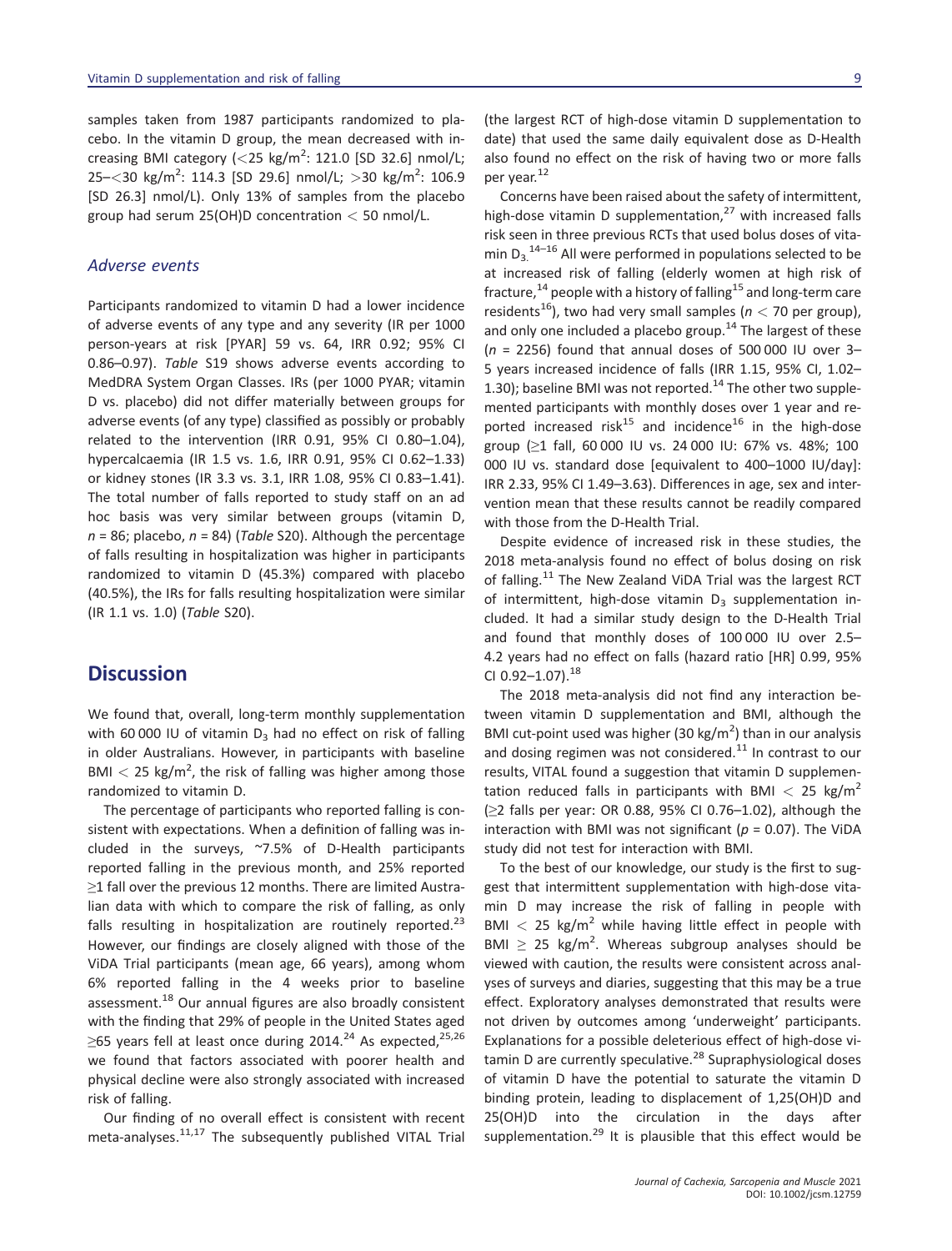samples taken from 1987 participants randomized to placebo. In the vitamin D group, the mean decreased with increasing BMI category (<25 kg/m$^2$: 121.0 [SD 32.6] nmol/L; 25–<30 kg/m$^2$: 114.3 [SD 29.6] nmol/L; >30 kg/m$^2$: 106.9 [SD 26.3] nmol/L). Only 13% of samples from the placebo group had serum 25(OH)D concentration < 50 nmol/L.

### *Adverse events*

Participants randomized to vitamin D had a lower incidence of adverse events of any type and any severity (IR per 1000 person-years at risk [PYAR] 59 vs. 64, IRR 0.92; 95% CI 0.86–0.97). *Table* S19 shows adverse events according to MedDRA System Organ Classes. IRs (per 1000 PYAR; vitamin D vs. placebo) did not differ materially between groups for adverse events (of any type) classified as possibly or probably related to the intervention (IRR 0.91, 95% CI 0.80–1.04), hypercalcaemia (IR 1.5 vs. 1.6, IRR 0.91, 95% CI 0.62–1.33) or kidney stones (IR 3.3 vs. 3.1, IRR 1.08, 95% CI 0.83–1.41). The total number of falls reported to study staff on an ad hoc basis was very similar between groups (vitamin D, $n$ = 86; placebo, $n$ = 84) (*Table* S20). Although the percentage of falls resulting in hospitalization was higher in participants randomized to vitamin D (45.3%) compared with placebo (40.5%), the IRs for falls resulting hospitalization were similar (IR 1.1 vs. 1.0) (*Table* S20).

## Discussion

We found that, overall, long-term monthly supplementation with 60 000 IU of vitamin $D_3$ had no effect on risk of falling in older Australians. However, in participants with baseline BMI < 25 kg/m$^2$, the risk of falling was higher among those randomized to vitamin D.

The percentage of participants who reported falling is consistent with expectations. When a definition of falling was included in the surveys, ~7.5% of D-Health participants reported falling in the previous month, and 25% reported ≥1 fall over the previous 12 months. There are limited Australian data with which to compare the risk of falling, as only falls resulting in hospitalization are routinely reported.[23] However, our findings are closely aligned with those of the ViDA Trial participants (mean age, 66 years), among whom 6% reported falling in the 4 weeks prior to baseline assessment.[18] Our annual figures are also broadly consistent with the finding that 29% of people in the United States aged ≥65 years fell at least once during 2014.[24] As expected,[25,26] we found that factors associated with poorer health and physical decline were also strongly associated with increased risk of falling.

Our finding of no overall effect is consistent with recent meta-analyses.[11,17] The subsequently published VITAL Trial (the largest RCT of high-dose vitamin D supplementation to date) that used the same daily equivalent dose as D-Health also found no effect on the risk of having two or more falls per year.[12]

Concerns have been raised about the safety of intermittent, high-dose vitamin D supplementation,[27] with increased falls risk seen in three previous RCTs that used bolus doses of vitamin $D_3$.[14–16] All were performed in populations selected to be at increased risk of falling (elderly women at high risk of fracture,[14] people with a history of falling[15] and long-term care residents[16]), two had very small samples ($n$ < 70 per group), and only one included a placebo group.[14] The largest of these ($n$ = 2256) found that annual doses of 500 000 IU over 3–5 years increased incidence of falls (IRR 1.15, 95% CI, 1.02–1.30); baseline BMI was not reported.[14] The other two supplemented participants with monthly doses over 1 year and reported increased risk[15] and incidence[16] in the high-dose group (≥1 fall, 60 000 IU vs. 24 000 IU: 67% vs. 48%; 100 000 IU vs. standard dose [equivalent to 400–1000 IU/day]: IRR 2.33, 95% CI 1.49–3.63). Differences in age, sex and intervention mean that these results cannot be readily compared with those from the D-Health Trial.

Despite evidence of increased risk in these studies, the 2018 meta-analysis found no effect of bolus dosing on risk of falling.[11] The New Zealand ViDA Trial was the largest RCT of intermittent, high-dose vitamin $D_3$ supplementation included. It had a similar study design to the D-Health Trial and found that monthly doses of 100 000 IU over 2.5–4.2 years had no effect on falls (hazard ratio [HR] 0.99, 95% CI 0.92–1.07).[18]

The 2018 meta-analysis did not find any interaction between vitamin D supplementation and BMI, although the BMI cut-point used was higher (30 kg/m$^2$) than in our analysis and dosing regimen was not considered.[11] In contrast to our results, VITAL found a suggestion that vitamin D supplementation reduced falls in participants with BMI < 25 kg/m$^2$ (≥2 falls per year: OR 0.88, 95% CI 0.76–1.02), although the interaction with BMI was not significant ($p$ = 0.07). The ViDA study did not test for interaction with BMI.

To the best of our knowledge, our study is the first to suggest that intermittent supplementation with high-dose vitamin D may increase the risk of falling in people with BMI < 25 kg/m$^2$ while having little effect in people with BMI ≥ 25 kg/m$^2$. Whereas subgroup analyses should be viewed with caution, the results were consistent across analyses of surveys and diaries, suggesting that this may be a true effect. Exploratory analyses demonstrated that results were not driven by outcomes among 'underweight' participants. Explanations for a possible deleterious effect of high-dose vitamin D are currently speculative.[28] Supraphysiological doses of vitamin D have the potential to saturate the vitamin D binding protein, leading to displacement of 1,25(OH)D and 25(OH)D into the circulation in the days after supplementation.[29] It is plausible that this effect would be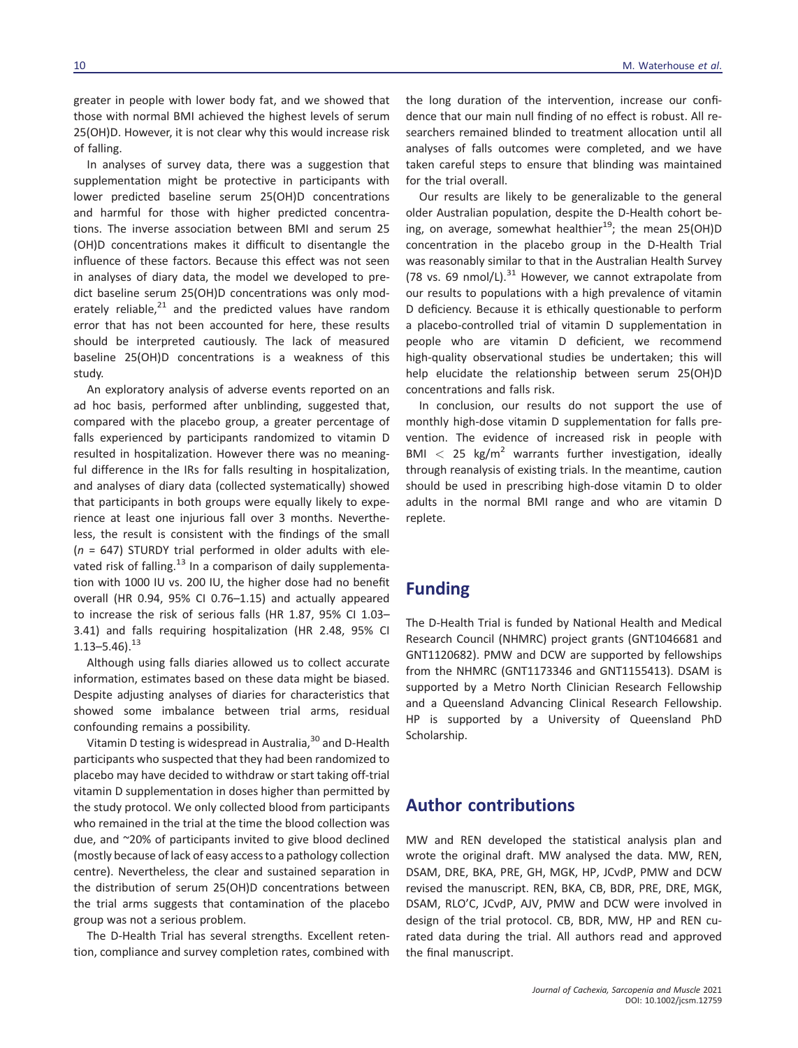greater in people with lower body fat, and we showed that those with normal BMI achieved the highest levels of serum 25(OH)D. However, it is not clear why this would increase risk of falling.

In analyses of survey data, there was a suggestion that supplementation might be protective in participants with lower predicted baseline serum 25(OH)D concentrations and harmful for those with higher predicted concentrations. The inverse association between BMI and serum 25 (OH)D concentrations makes it difficult to disentangle the influence of these factors. Because this effect was not seen in analyses of diary data, the model we developed to predict baseline serum 25(OH)D concentrations was only moderately reliable,[21] and the predicted values have random error that has not been accounted for here, these results should be interpreted cautiously. The lack of measured baseline 25(OH)D concentrations is a weakness of this study.

An exploratory analysis of adverse events reported on an ad hoc basis, performed after unblinding, suggested that, compared with the placebo group, a greater percentage of falls experienced by participants randomized to vitamin D resulted in hospitalization. However there was no meaningful difference in the IRs for falls resulting in hospitalization, and analyses of diary data (collected systematically) showed that participants in both groups were equally likely to experience at least one injurious fall over 3 months. Nevertheless, the result is consistent with the findings of the small ($n$ = 647) STURDY trial performed in older adults with elevated risk of falling.[13] In a comparison of daily supplementation with 1000 IU vs. 200 IU, the higher dose had no benefit overall (HR 0.94, 95% CI 0.76–1.15) and actually appeared to increase the risk of serious falls (HR 1.87, 95% CI 1.03–3.41) and falls requiring hospitalization (HR 2.48, 95% CI 1.13–5.46).[13]

Although using falls diaries allowed us to collect accurate information, estimates based on these data might be biased. Despite adjusting analyses of diaries for characteristics that showed some imbalance between trial arms, residual confounding remains a possibility.

Vitamin D testing is widespread in Australia,[30] and D-Health participants who suspected that they had been randomized to placebo may have decided to withdraw or start taking off-trial vitamin D supplementation in doses higher than permitted by the study protocol. We only collected blood from participants who remained in the trial at the time the blood collection was due, and ~20% of participants invited to give blood declined (mostly because of lack of easy access to a pathology collection centre). Nevertheless, the clear and sustained separation in the distribution of serum 25(OH)D concentrations between the trial arms suggests that contamination of the placebo group was not a serious problem.

The D-Health Trial has several strengths. Excellent retention, compliance and survey completion rates, combined with the long duration of the intervention, increase our confidence that our main null finding of no effect is robust. All researchers remained blinded to treatment allocation until all analyses of falls outcomes were completed, and we have taken careful steps to ensure that blinding was maintained for the trial overall.

Our results are likely to be generalizable to the general older Australian population, despite the D-Health cohort being, on average, somewhat healthier[19]; the mean 25(OH)D concentration in the placebo group in the D-Health Trial was reasonably similar to that in the Australian Health Survey (78 vs. 69 nmol/L).[31] However, we cannot extrapolate from our results to populations with a high prevalence of vitamin D deficiency. Because it is ethically questionable to perform a placebo-controlled trial of vitamin D supplementation in people who are vitamin D deficient, we recommend high-quality observational studies be undertaken; this will help elucidate the relationship between serum 25(OH)D concentrations and falls risk.

In conclusion, our results do not support the use of monthly high-dose vitamin D supplementation for falls prevention. The evidence of increased risk in people with BMI $< 25$ kg/m$^2$ warrants further investigation, ideally through reanalysis of existing trials. In the meantime, caution should be used in prescribing high-dose vitamin D to older adults in the normal BMI range and who are vitamin D replete.

## Funding

The D-Health Trial is funded by National Health and Medical Research Council (NHMRC) project grants (GNT1046681 and GNT1120682). PMW and DCW are supported by fellowships from the NHMRC (GNT1173346 and GNT1155413). DSAM is supported by a Metro North Clinician Research Fellowship and a Queensland Advancing Clinical Research Fellowship. HP is supported by a University of Queensland PhD Scholarship.

## Author contributions

MW and REN developed the statistical analysis plan and wrote the original draft. MW analysed the data. MW, REN, DSAM, DRE, BKA, PRE, GH, MGK, HP, JCvdP, PMW and DCW revised the manuscript. REN, BKA, CB, BDR, PRE, DRE, MGK, DSAM, RLO'C, JCvdP, AJV, PMW and DCW were involved in design of the trial protocol. CB, BDR, MW, HP and REN curated data during the trial. All authors read and approved the final manuscript.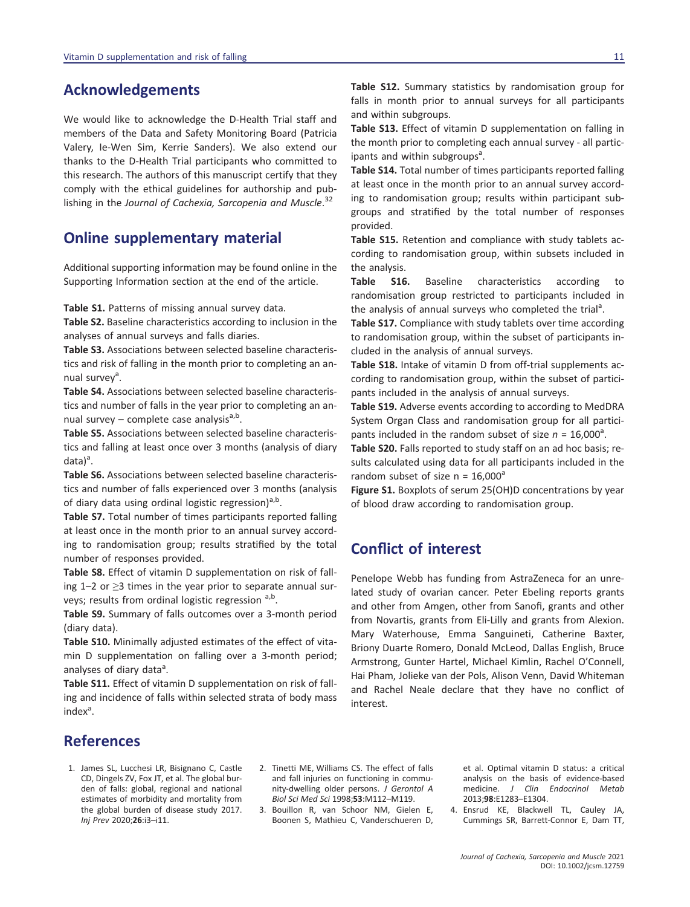## Acknowledgements

We would like to acknowledge the D-Health Trial staff and members of the Data and Safety Monitoring Board (Patricia Valery, Ie-Wen Sim, Kerrie Sanders). We also extend our thanks to the D-Health Trial participants who committed to this research. The authors of this manuscript certify that they comply with the ethical guidelines for authorship and publishing in the *Journal of Cachexia, Sarcopenia and Muscle*.[32]

## Online supplementary material

Additional supporting information may be found online in the Supporting Information section at the end of the article.

**Table S1.** Patterns of missing annual survey data.

**Table S2.** Baseline characteristics according to inclusion in the analyses of annual surveys and falls diaries.

**Table S3.** Associations between selected baseline characteristics and risk of falling in the month prior to completing an annual survey[a].

**Table S4.** Associations between selected baseline characteristics and number of falls in the year prior to completing an annual survey – complete case analysis[a,b].

**Table S5.** Associations between selected baseline characteristics and falling at least once over 3 months (analysis of diary data)[a].

**Table S6.** Associations between selected baseline characteristics and number of falls experienced over 3 months (analysis of diary data using ordinal logistic regression)[a,b].

**Table S7.** Total number of times participants reported falling at least once in the month prior to an annual survey according to randomisation group; results stratified by the total number of responses provided.

**Table S8.** Effect of vitamin D supplementation on risk of falling 1–2 or ≥3 times in the year prior to separate annual surveys; results from ordinal logistic regression [a,b].

**Table S9.** Summary of falls outcomes over a 3-month period (diary data).

**Table S10.** Minimally adjusted estimates of the effect of vitamin D supplementation on falling over a 3-month period; analyses of diary data[a].

**Table S11.** Effect of vitamin D supplementation on risk of falling and incidence of falls within selected strata of body mass index[a].

**Table S12.** Summary statistics by randomisation group for falls in month prior to annual surveys for all participants and within subgroups.

**Table S13.** Effect of vitamin D supplementation on falling in the month prior to completing each annual survey - all participants and within subgroups[a].

**Table S14.** Total number of times participants reported falling at least once in the month prior to an annual survey according to randomisation group; results within participant subgroups and stratified by the total number of responses provided.

**Table S15.** Retention and compliance with study tablets according to randomisation group, within subsets included in the analysis.

**Table S16.** Baseline characteristics according to randomisation group restricted to participants included in the analysis of annual surveys who completed the trial[a].

**Table S17.** Compliance with study tablets over time according to randomisation group, within the subset of participants included in the analysis of annual surveys.

**Table S18.** Intake of vitamin D from off-trial supplements according to randomisation group, within the subset of participants included in the analysis of annual surveys.

**Table S19.** Adverse events according to according to MedDRA System Organ Class and randomisation group for all participants included in the random subset of size $n$ = 16,000[a].

**Table S20.** Falls reported to study staff on an ad hoc basis; results calculated using data for all participants included in the random subset of size n = 16,000[a]

**Figure S1.** Boxplots of serum 25(OH)D concentrations by year of blood draw according to randomisation group.

## Conflict of interest

Penelope Webb has funding from AstraZeneca for an unrelated study of ovarian cancer. Peter Ebeling reports grants and other from Amgen, other from Sanofi, grants and other from Novartis, grants from Eli-Lilly and grants from Alexion. Mary Waterhouse, Emma Sanguineti, Catherine Baxter, Briony Duarte Romero, Donald McLeod, Dallas English, Bruce Armstrong, Gunter Hartel, Michael Kimlin, Rachel O'Connell, Hai Pham, Jolieke van der Pols, Alison Venn, David Whiteman and Rachel Neale declare that they have no conflict of interest.

## References

1. James SL, Lucchesi LR, Bisignano C, Castle CD, Dingels ZV, Fox JT, et al. The global burden of falls: global, regional and national estimates of morbidity and mortality from the global burden of disease study 2017. *Inj Prev* 2020;**26**:i3–i11.
2. Tinetti ME, Williams CS. The effect of falls and fall injuries on functioning in community-dwelling older persons. *J Gerontol A Biol Sci Med Sci* 1998;**53**:M112–M119.
3. Bouillon R, van Schoor NM, Gielen E, Boonen S, Mathieu C, Vanderschueren D, et al. Optimal vitamin D status: a critical analysis on the basis of evidence-based medicine. *J Clin Endocrinol Metab* 2013;**98**:E1283–E1304.
4. Ensrud KE, Blackwell TL, Cauley JA, Cummings SR, Barrett-Connor E, Dam TT,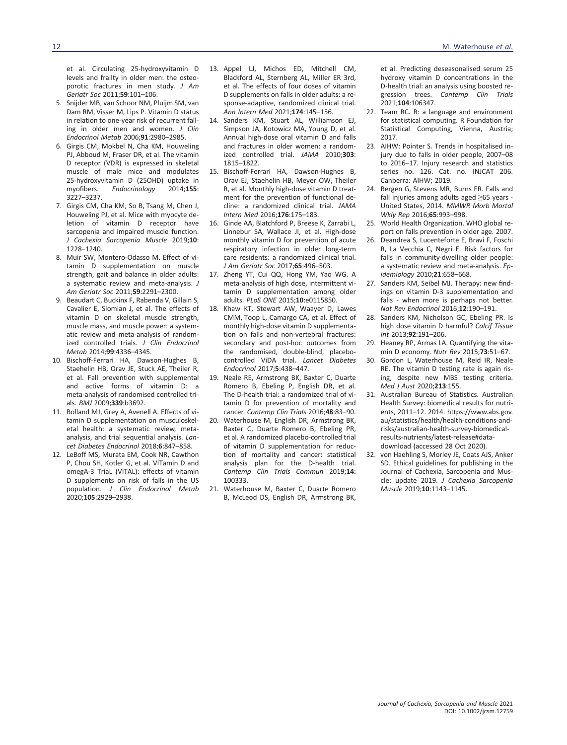et al. Circulating 25-hydroxyvitamin D levels and frailty in older men: the osteoporotic fractures in men study. *J Am Geriatr Soc* 2011;**59**:101–106.

5. Snijder MB, van Schoor NM, Pluijm SM, van Dam RM, Visser M, Lips P. Vitamin D status in relation to one-year risk of recurrent falling in older men and women. *J Clin Endocrinol Metab* 2006;**91**:2980–2985.
6. Girgis CM, Mokbel N, Cha KM, Houweling PJ, Abboud M, Fraser DR, et al. The vitamin D receptor (VDR) is expressed in skeletal muscle of male mice and modulates 25-hydroxyvitamin D (25OHD) uptake in myofibers. *Endocrinology* 2014;**155**: 3227–3237.
7. Girgis CM, Cha KM, So B, Tsang M, Chen J, Houweling PJ, et al. Mice with myocyte deletion of vitamin D receptor have sarcopenia and impaired muscle function. *J Cachexia Sarcopenia Muscle* 2019;**10**: 1228–1240.
8. Muir SW, Montero-Odasso M. Effect of vitamin D supplementation on muscle strength, gait and balance in older adults: a systematic review and meta-analysis. *J Am Geriatr Soc* 2011;**59**:2291–2300.
9. Beaudart C, Buckinx F, Rabenda V, Gillain S, Cavalier E, Slomian J, et al. The effects of vitamin D on skeletal muscle strength, muscle mass, and muscle power: a systematic review and meta-analysis of randomized controlled trials. *J Clin Endocrinol Metab* 2014;**99**:4336–4345.
10. Bischoff-Ferrari HA, Dawson-Hughes B, Staehelin HB, Orav JE, Stuck AE, Theiler R, et al. Fall prevention with supplemental and active forms of vitamin D: a meta-analysis of randomised controlled trials. *BMJ* 2009;**339**:b3692.
11. Bolland MJ, Grey A, Avenell A. Effects of vitamin D supplementation on musculoskeletal health: a systematic review, meta-analysis, and trial sequential analysis. *Lancet Diabetes Endocrinol* 2018;**6**:847–858.
12. LeBoff MS, Murata EM, Cook NR, Cawthon P, Chou SH, Kotler G, et al. VITamin D and omegA-3 TriaL (VITAL): effects of vitamin D supplements on risk of falls in the US population. *J Clin Endocrinol Metab* 2020;**105**:2929–2938.
13. Appel LJ, Michos ED, Mitchell CM, Blackford AL, Sternberg AL, Miller ER 3rd, et al. The effects of four doses of vitamin D supplements on falls in older adults: a response-adaptive, randomized clinical trial. *Ann Intern Med* 2021;**174**:145–156.
14. Sanders KM, Stuart AL, Williamson EJ, Simpson JA, Kotowicz MA, Young D, et al. Annual high-dose oral vitamin D and falls and fractures in older women: a randomized controlled trial. *JAMA* 2010;**303**: 1815–1822.
15. Bischoff-Ferrari HA, Dawson-Hughes B, Orav EJ, Staehelin HB, Meyer OW, Theiler R, et al. Monthly high-dose vitamin D treatment for the prevention of functional decline: a randomized clinical trial. *JAMA Intern Med* 2016;**176**:175–183.
16. Ginde AA, Blatchford P, Breese K, Zarrabi L, Linnebur SA, Wallace JI, et al. High-dose monthly vitamin D for prevention of acute respiratory infection in older long-term care residents: a randomized clinical trial. *J Am Geriatr Soc* 2017;**65**:496–503.
17. Zheng YT, Cui QQ, Hong YM, Yao WG. A meta-analysis of high dose, intermittent vitamin D supplementation among older adults. *PLoS ONE* 2015;**10**:e0115850.
18. Khaw KT, Stewart AW, Waayer D, Lawes CMM, Toop L, Camargo CA, et al. Effect of monthly high-dose vitamin D supplementation on falls and non-vertebral fractures: secondary and post-hoc outcomes from the randomised, double-blind, placebo-controlled ViDA trial. *Lancet Diabetes Endocrinol* 2017;**5**:438–447.
19. Neale RE, Armstrong BK, Baxter C, Duarte Romero B, Ebeling P, English DR, et al. The D-health trial: a randomized trial of vitamin D for prevention of mortality and cancer. *Contemp Clin Trials* 2016;**48**:83–90.
20. Waterhouse M, English DR, Armstrong BK, Baxter C, Duarte Romero B, Ebeling PR, et al. A randomized placebo-controlled trial of vitamin D supplementation for reduction of mortality and cancer: statistical analysis plan for the D-health trial. *Contemp Clin Trials Commun* 2019;**14**: 100333.
21. Waterhouse M, Baxter C, Duarte Romero B, McLeod DS, English DR, Armstrong BK, et al. Predicting deseasonalised serum 25 hydroxy vitamin D concentrations in the D-health trial: an analysis using boosted regression trees. *Contemp Clin Trials* 2021;**104**:106347.
22. Team RC. R: a language and environment for statistical computing. R Foundation for Statistical Computing, Vienna, Austria; 2017.
23. AIHW: Pointer S. Trends in hospitalised injury due to falls in older people, 2007–08 to 2016–17. Injury research and statistics series no. 126. Cat. no. INJCAT 206. Canberra: AIHW; 2019.
24. Bergen G, Stevens MR, Burns ER. Falls and fall injuries among adults aged ≥65 years - United States, 2014. *MMWR Morb Mortal Wkly Rep* 2016;**65**:993–998.
25. World Health Organization. WHO global report on falls prevention in older age. 2007.
26. Deandrea S, Lucenteforte E, Bravi F, Foschi R, La Vecchia C, Negri E. Risk factors for falls in community-dwelling older people: a systematic review and meta-analysis. *Epidemiology* 2010;**21**:658–668.
27. Sanders KM, Seibel MJ. Therapy: new findings on vitamin D-3 supplementation and falls - when more is perhaps not better. *Nat Rev Endocrinol* 2016;**12**:190–191.
28. Sanders KM, Nicholson GC, Ebeling PR. Is high dose vitamin D harmful? *Calcif Tissue Int* 2013;**92**:191–206.
29. Heaney RP, Armas LA. Quantifying the vitamin D economy. *Nutr Rev* 2015;**73**:51–67.
30. Gordon L, Waterhouse M, Reid IR, Neale RE. The vitamin D testing rate is again rising, despite new MBS testing criteria. *Med J Aust* 2020;**213**:155.
31. Australian Bureau of Statistics. Australian Health Survey: biomedical results for nutrients, 2011–12. 2014. https://www.abs.gov.au/statistics/health/health-conditions-and-risks/australian-health-survey-biomedical-results-nutrients/latest-release#data-download (accessed 28 Oct 2020).
32. von Haehling S, Morley JE, Coats AJS, Anker SD. Ethical guidelines for publishing in the Journal of Cachexia, Sarcopenia and Muscle: update 2019. *J Cachexia Sarcopenia Muscle* 2019;**10**:1143–1145.